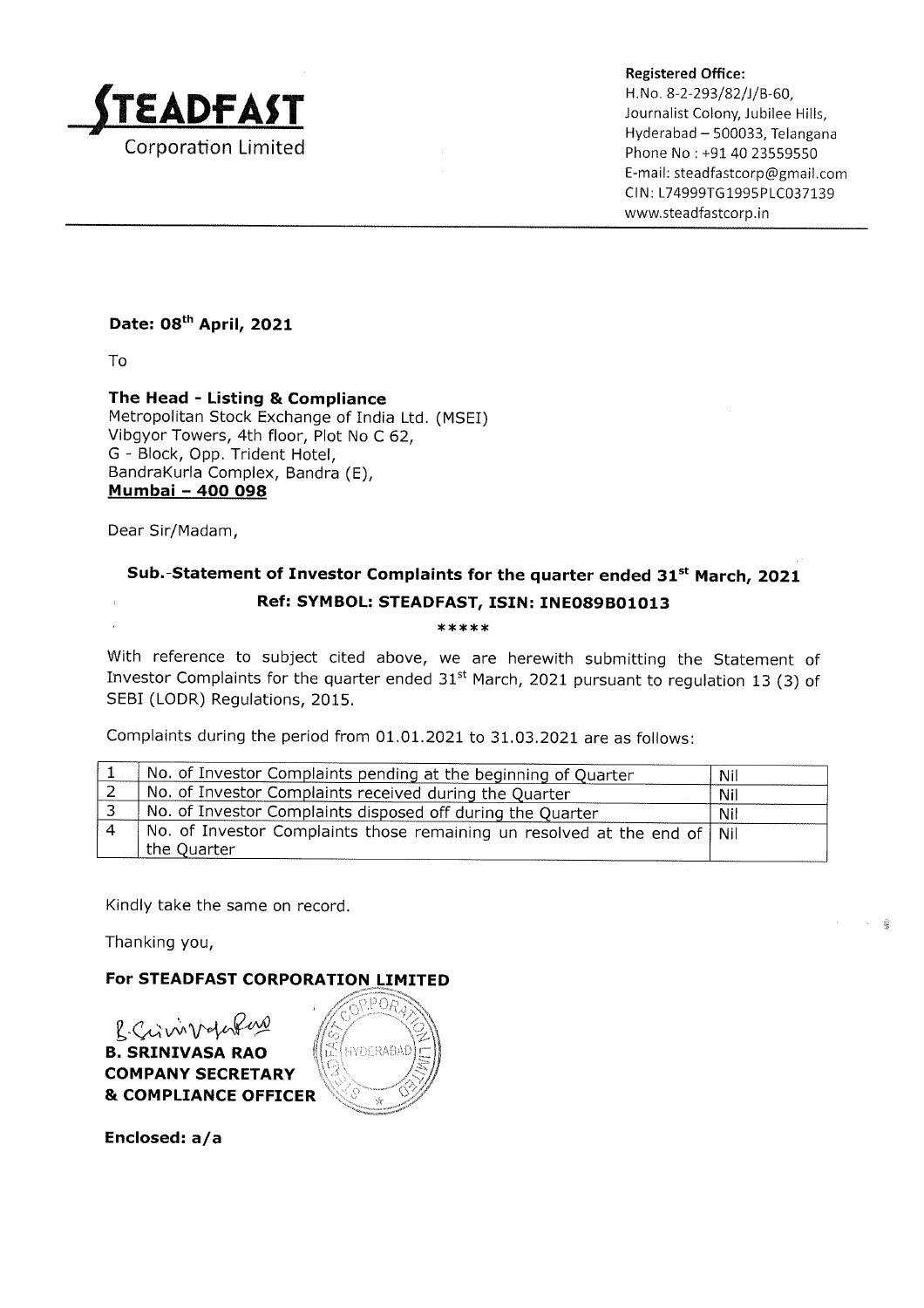**STEADFAST**
Corporation Limited

**Registered Office:**
H.No. 8-2-293/82/J/B-60,
Journalist Colony, Jubilee Hills,
Hyderabad – 500033, Telangana
Phone No : +91 40 23559550
E-mail: steadfastcorp@gmail.com
CIN: L74999TG1995PLC037139
www.steadfastcorp.in

**Date: 08th April, 2021**

To

**The Head - Listing & Compliance**
Metropolitan Stock Exchange of India Ltd. (MSEI)
Vibgyor Towers, 4th floor, Plot No C 62,
G - Block, Opp. Trident Hotel,
BandraKurla Complex, Bandra (E),
**Mumbai – 400 098**

Dear Sir/Madam,

**Sub.-Statement of Investor Complaints for the quarter ended 31st March, 2021**

**Ref: SYMBOL: STEADFAST, ISIN: INE089B01013**

*****

With reference to subject cited above, we are herewith submitting the Statement of Investor Complaints for the quarter ended 31st March, 2021 pursuant to regulation 13 (3) of SEBI (LODR) Regulations, 2015.

Complaints during the period from 01.01.2021 to 31.03.2021 are as follows:

| | | |
|---|---|---|
| 1 | No. of Investor Complaints pending at the beginning of Quarter | Nil |
| 2 | No. of Investor Complaints received during the Quarter | Nil |
| 3 | No. of Investor Complaints disposed off during the Quarter | Nil |
| 4 | No. of Investor Complaints those remaining un resolved at the end of the Quarter | Nil |

Kindly take the same on record.

Thanking you,

**For STEADFAST CORPORATION LIMITED**

**B. SRINIVASA RAO**
**COMPANY SECRETARY**
**& COMPLIANCE OFFICER**

**Enclosed: a/a**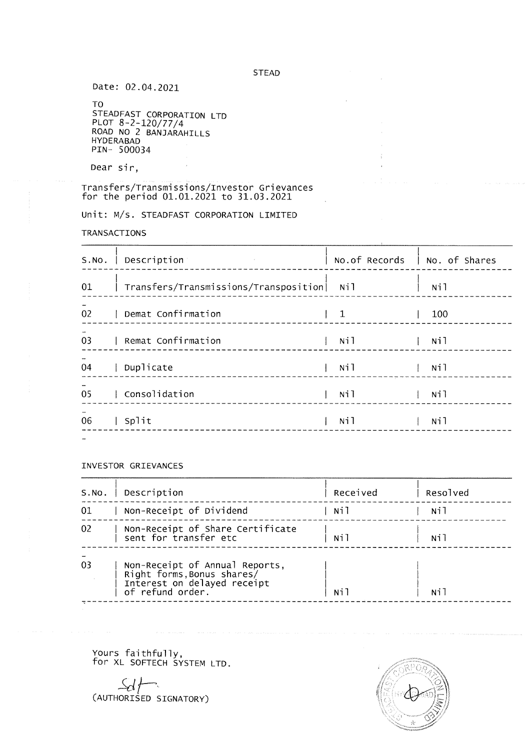STEAD

Date: 02.04.2021

TO
STEADFAST CORPORATION LTD
PLOT 8-2-120/77/4
ROAD NO 2 BANJARAHILLS
HYDERABAD
PIN- 500034

Dear sir,

Transfers/Transmissions/Investor Grievances for the period 01.01.2021 to 31.03.2021

Unit: M/s. STEADFAST CORPORATION LIMITED

TRANSACTIONS

| S.NO. | Description | No.of Records | No. of Shares |
|---|---|---|---|
| 01 | Transfers/Transmissions/Transposition | Nil | Nil |
| 02 | Demat Confirmation | 1 | 100 |
| 03 | Remat Confirmation | Nil | Nil |
| 04 | Duplicate | Nil | Nil |
| 05 | Consolidation | Nil | Nil |
| 06 | Split | Nil | Nil |

INVESTOR GRIEVANCES

| S.NO. | Description | Received | Resolved |
|---|---|---|---|
| 01 | Non-Receipt of Dividend | Nil | Nil |
| 02 | Non-Receipt of Share Certificate sent for transfer etc | Nil | Nil |
| 03 | Non-Receipt of Annual Reports, Right forms, Bonus shares/ Interest on delayed receipt of refund order. | Nil | Nil |

Yours faithfully,
for XL SOFTECH SYSTEM LTD.

Sd/-
(AUTHORISED SIGNATORY)